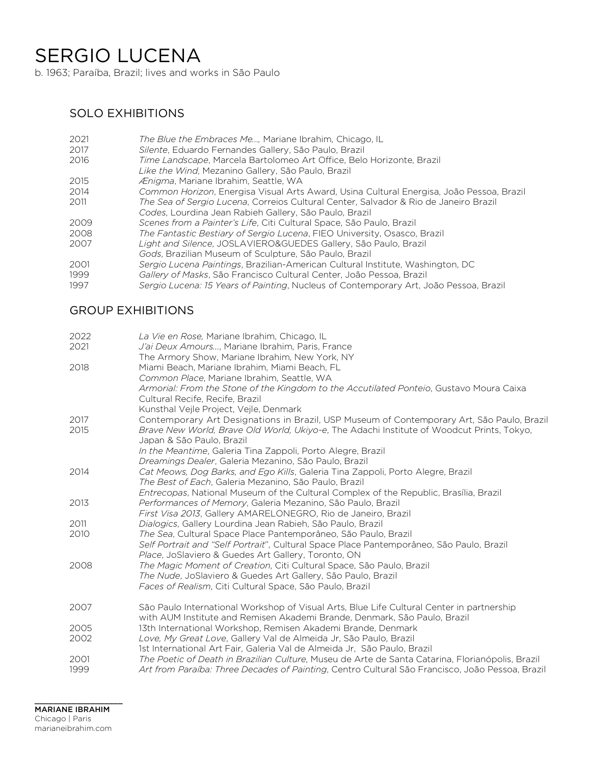# SERGIO LUCENA

b. 1963; Paraíba, Brazil; lives and works in São Paulo

## SOLO EXHIBITIONS

2021 *The Blue the Embraces Me…*, Mariane Ibrahim, Chicago, IL

2017 *Silente*, Eduardo Fernandes Gallery, São Paulo, Brazil

2016 *Time Landscape*, Marcela Bartolomeo Art Office, Belo Horizonte, Brazil
*Like the Wind*, Mezanino Gallery, São Paulo, Brazil

2015 *Ænigma*, Mariane Ibrahim, Seattle, WA

2014 *Common Horizon*, Energisa Visual Arts Award, Usina Cultural Energisa, João Pessoa, Brazil

2011 *The Sea of Sergio Lucena*, Correios Cultural Center, Salvador & Rio de Janeiro Brazil
*Codes*, Lourdina Jean Rabieh Gallery, São Paulo, Brazil

2009 *Scenes from a Painter's Life*, Citi Cultural Space, São Paulo, Brazil

2008 *The Fantastic Bestiary of Sergio Lucena*, FIEO University, Osasco, Brazil

2007 *Light and Silence*, JOSLAVIERO&GUEDES Gallery, São Paulo, Brazil
*Gods*, Brazilian Museum of Sculpture, São Paulo, Brazil

2001 *Sergio Lucena Paintings*, Brazilian-American Cultural Institute, Washington, DC

1999 *Gallery of Masks*, São Francisco Cultural Center, João Pessoa, Brazil

1997 *Sergio Lucena: 15 Years of Painting*, Nucleus of Contemporary Art, João Pessoa, Brazil

## GROUP EXHIBITIONS

2022 *La Vie en Rose,* Mariane Ibrahim, Chicago, IL

2021 *J'ai Deux Amours…*, Mariane Ibrahim, Paris, France
The Armory Show, Mariane Ibrahim, New York, NY

2018 Miami Beach, Mariane Ibrahim, Miami Beach, FL
*Common Place*, Mariane Ibrahim, Seattle, WA
*Armorial: From the Stone of the Kingdom to the Accutilated Ponteio*, Gustavo Moura Caixa Cultural Recife, Recife, Brazil
Kunsthal Vejle Project, Vejle, Denmark

2017 Contemporary Art Designations in Brazil, USP Museum of Contemporary Art, São Paulo, Brazil

2015 *Brave New World, Brave Old World, Ukiyo-e*, The Adachi Institute of Woodcut Prints, Tokyo, Japan & São Paulo, Brazil
*In the Meantime*, Galeria Tina Zappoli, Porto Alegre, Brazil
*Dreamings Dealer*, Galeria Mezanino, São Paulo, Brazil

2014 *Cat Meows, Dog Barks, and Ego Kills*, Galeria Tina Zappoli, Porto Alegre, Brazil
*The Best of Each*, Galeria Mezanino, São Paulo, Brazil
*Entrecopas*, National Museum of the Cultural Complex of the Republic, Brasília, Brazil

2013 *Performances of Memory*, Galeria Mezanino, São Paulo, Brazil
*First Visa 2013*, Gallery AMARELONEGRO, Rio de Janeiro, Brazil

2011 *Dialogics*, Gallery Lourdina Jean Rabieh, São Paulo, Brazil

2010 *The Sea*, Cultural Space Place Pantemporâneo, São Paulo, Brazil
*Self Portrait and "Self Portrait"*, Cultural Space Place Pantemporâneo, São Paulo, Brazil
*Place*, JoSlaviero & Guedes Art Gallery, Toronto, ON

2008 *The Magic Moment of Creation*, Citi Cultural Space, São Paulo, Brazil
*The Nude*, JoSlaviero & Guedes Art Gallery, São Paulo, Brazil
*Faces of Realism*, Citi Cultural Space, São Paulo, Brazil

2007 São Paulo International Workshop of Visual Arts, Blue Life Cultural Center in partnership with AUM Institute and Remisen Akademi Brande, Denmark, São Paulo, Brazil

2005 13th International Workshop, Remisen Akademi Brande, Denmark

2002 *Love, My Great Love*, Gallery Val de Almeida Jr, São Paulo, Brazil
1st International Art Fair, Galeria Val de Almeida Jr, São Paulo, Brazil

2001 *The Poetic of Death in Brazilian Culture*, Museu de Arte de Santa Catarina, Florianópolis, Brazil

1999 *Art from Paraíba: Three Decades of Painting*, Centro Cultural São Francisco, João Pessoa, Brazil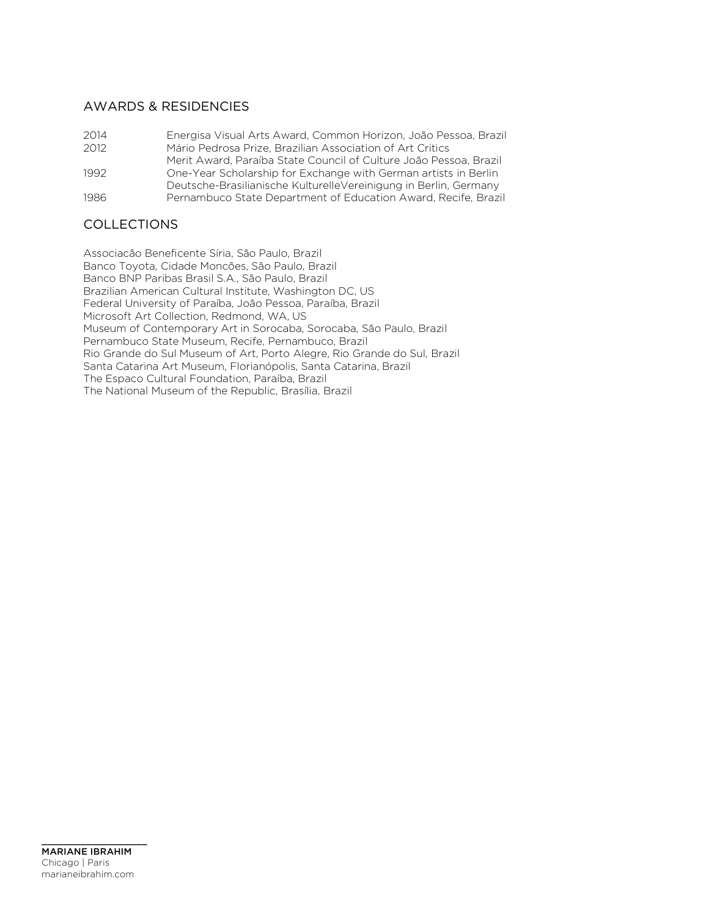## AWARDS & RESIDENCIES

| | |
|---|---|
| 2014 | Energisa Visual Arts Award, Common Horizon, João Pessoa, Brazil |
| 2012 | Mário Pedrosa Prize, Brazilian Association of Art Critics |
| | Merit Award, Paraíba State Council of Culture João Pessoa, Brazil |
| 1992 | One-Year Scholarship for Exchange with German artists in Berlin |
| | Deutsche-Brasilianische KulturelleVereinigung in Berlin, Germany |
| 1986 | Pernambuco State Department of Education Award, Recife, Brazil |

## COLLECTIONS

Associacão Beneficente Síria, São Paulo, Brazil
Banco Toyota, Cidade Moncões, São Paulo, Brazil
Banco BNP Paribas Brasil S.A., São Paulo, Brazil
Brazilian American Cultural Institute, Washington DC, US
Federal University of Paraíba, João Pessoa, Paraíba, Brazil
Microsoft Art Collection, Redmond, WA, US
Museum of Contemporary Art in Sorocaba, Sorocaba, São Paulo, Brazil
Pernambuco State Museum, Recife, Pernambuco, Brazil
Rio Grande do Sul Museum of Art, Porto Alegre, Rio Grande do Sul, Brazil
Santa Catarina Art Museum, Florianópolis, Santa Catarina, Brazil
The Espaco Cultural Foundation, Paraíba, Brazil
The National Museum of the Republic, Brasília, Brazil